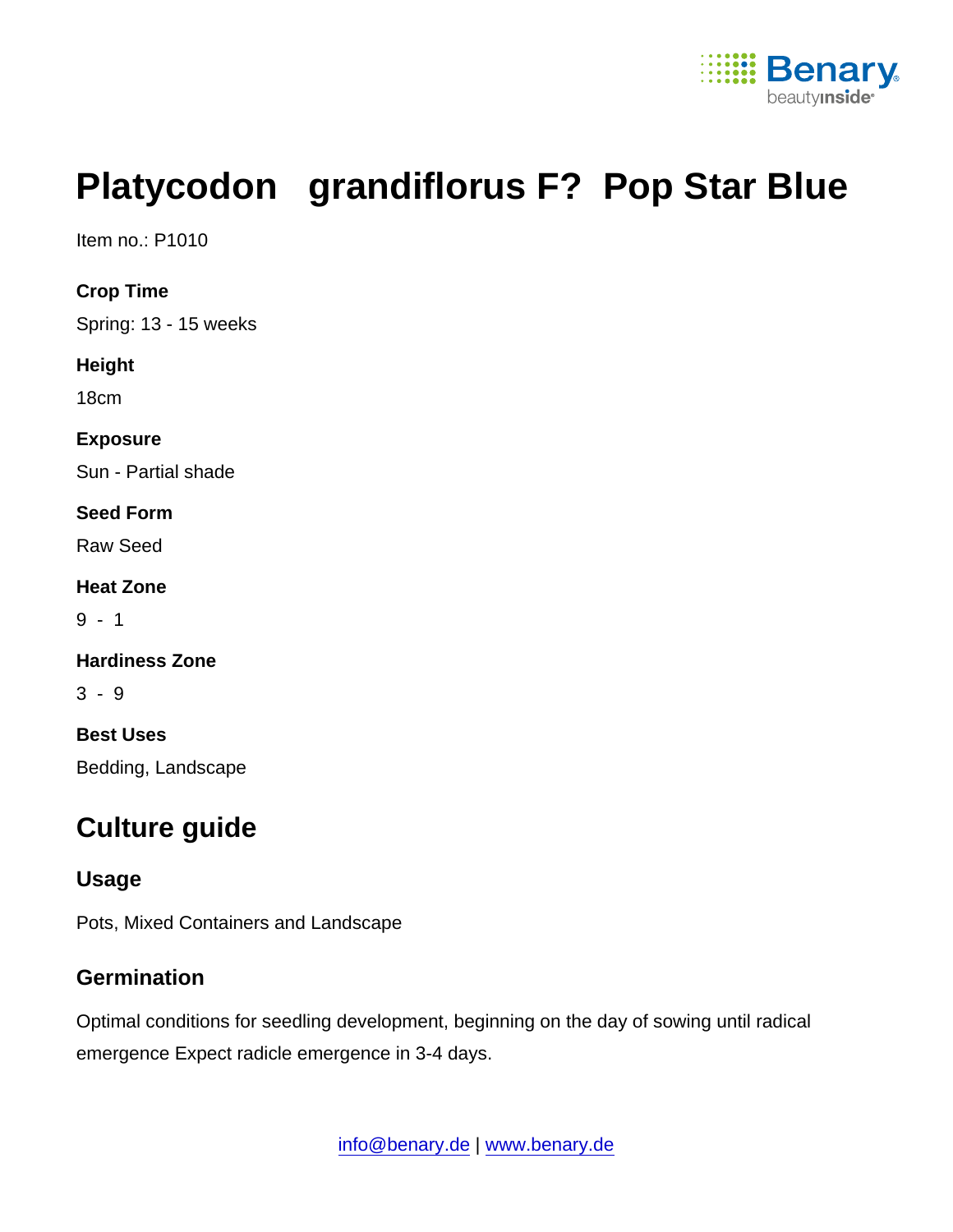# Platycodon grandiflorus F? Pop Star Blue

Item no.: P1010

**Crop Time**

Spring: 13 - 15 weeks

**Height**

18cm

**Exposure**

Sun - Partial shade

**Seed Form**

Raw Seed

**Heat Zone**

9 - 1

**Hardiness Zone**

3 - 9

**Best Uses**

Bedding, Landscape

## Culture guide

### Usage

Pots, Mixed Containers and Landscape

### Germination

Optimal conditions for seedling development, beginning on the day of sowing until radical emergence Expect radicle emergence in 3-4 days.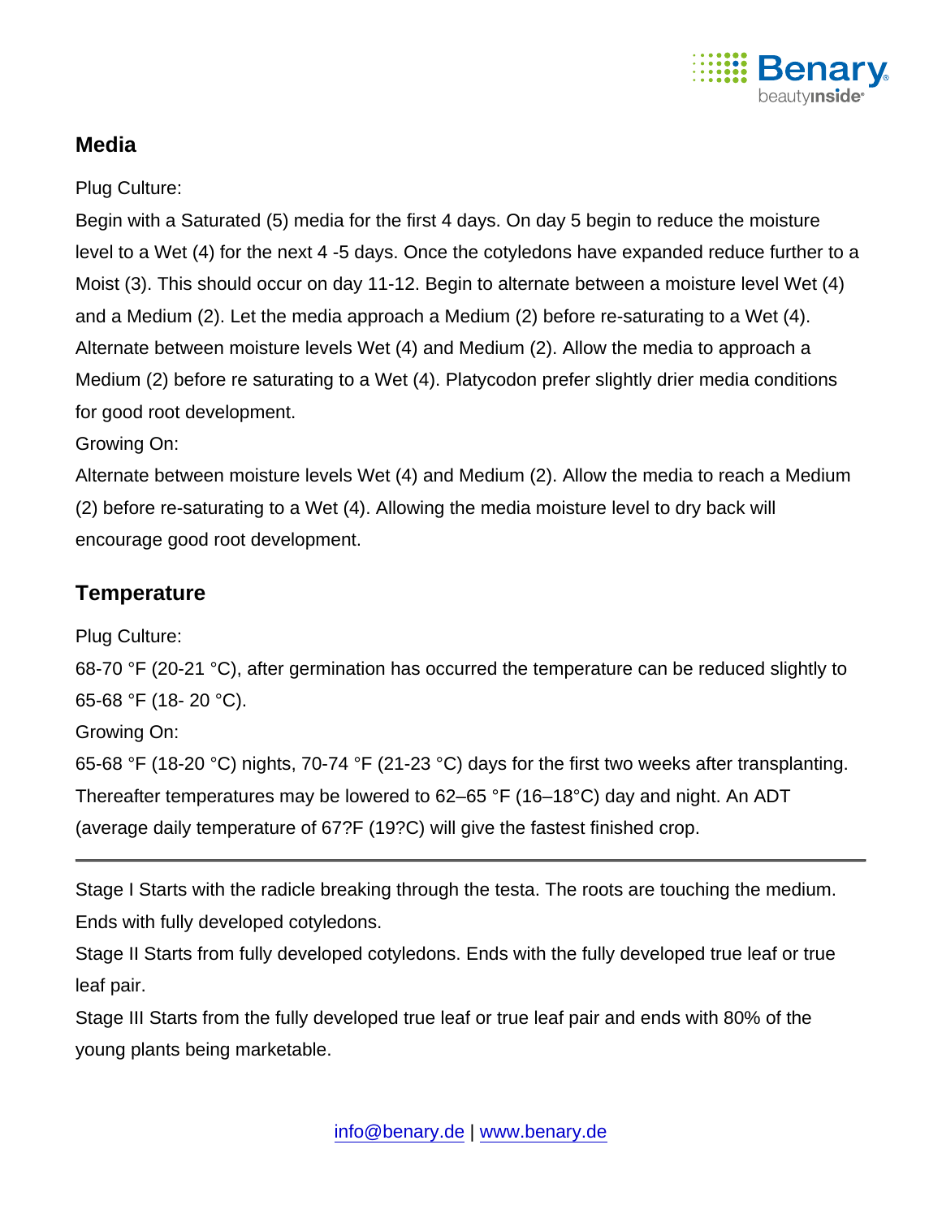## Media

Plug Culture:

Begin with a Saturated (5) media for the first 4 days. On day 5 begin to reduce the moisture level to a Wet (4) for the next 4 -5 days. Once the cotyledons have expanded reduce further to a Moist (3). This should occur on day 11-12. Begin to alternate between a moisture level Wet (4) and a Medium (2). Let the media approach a Medium (2) before re-saturating to a Wet (4). Alternate between moisture levels Wet (4) and Medium (2). Allow the media to approach a Medium (2) before re saturating to a Wet (4). Platycodon prefer slightly drier media conditions for good root development.

Growing On:

Alternate between moisture levels Wet (4) and Medium (2). Allow the media to reach a Medium (2) before re-saturating to a Wet (4). Allowing the media moisture level to dry back will encourage good root development.

## Temperature

Plug Culture:

68-70 °F (20-21 °C), after germination has occurred the temperature can be reduced slightly to 65-68 °F (18- 20 °C).

Growing On:

65-68 °F (18-20 °C) nights, 70-74 °F (21-23 °C) days for the first two weeks after transplanting. Thereafter temperatures may be lowered to 62–65 °F (16–18°C) day and night. An ADT (average daily temperature of 67?F (19?C) will give the fastest finished crop.

---

Stage I Starts with the radicle breaking through the testa. The roots are touching the medium. Ends with fully developed cotyledons.

Stage II Starts from fully developed cotyledons. Ends with the fully developed true leaf or true leaf pair.

Stage III Starts from the fully developed true leaf or true leaf pair and ends with 80% of the young plants being marketable.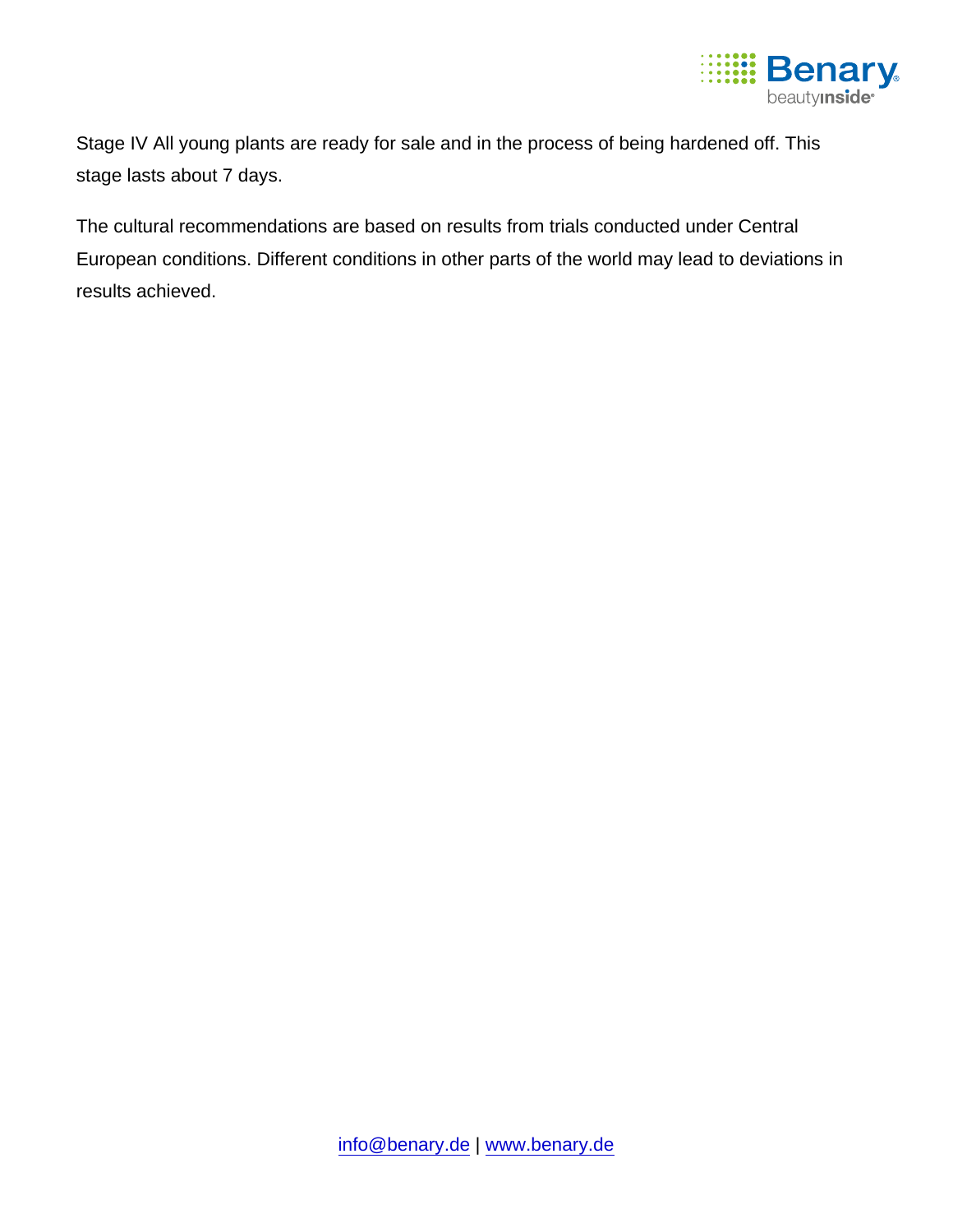Stage IV All young plants are ready for sale and in the process of being hardened off. This stage lasts about 7 days.

The cultural recommendations are based on results from trials conducted under Central European conditions. Different conditions in other parts of the world may lead to deviations in results achieved.